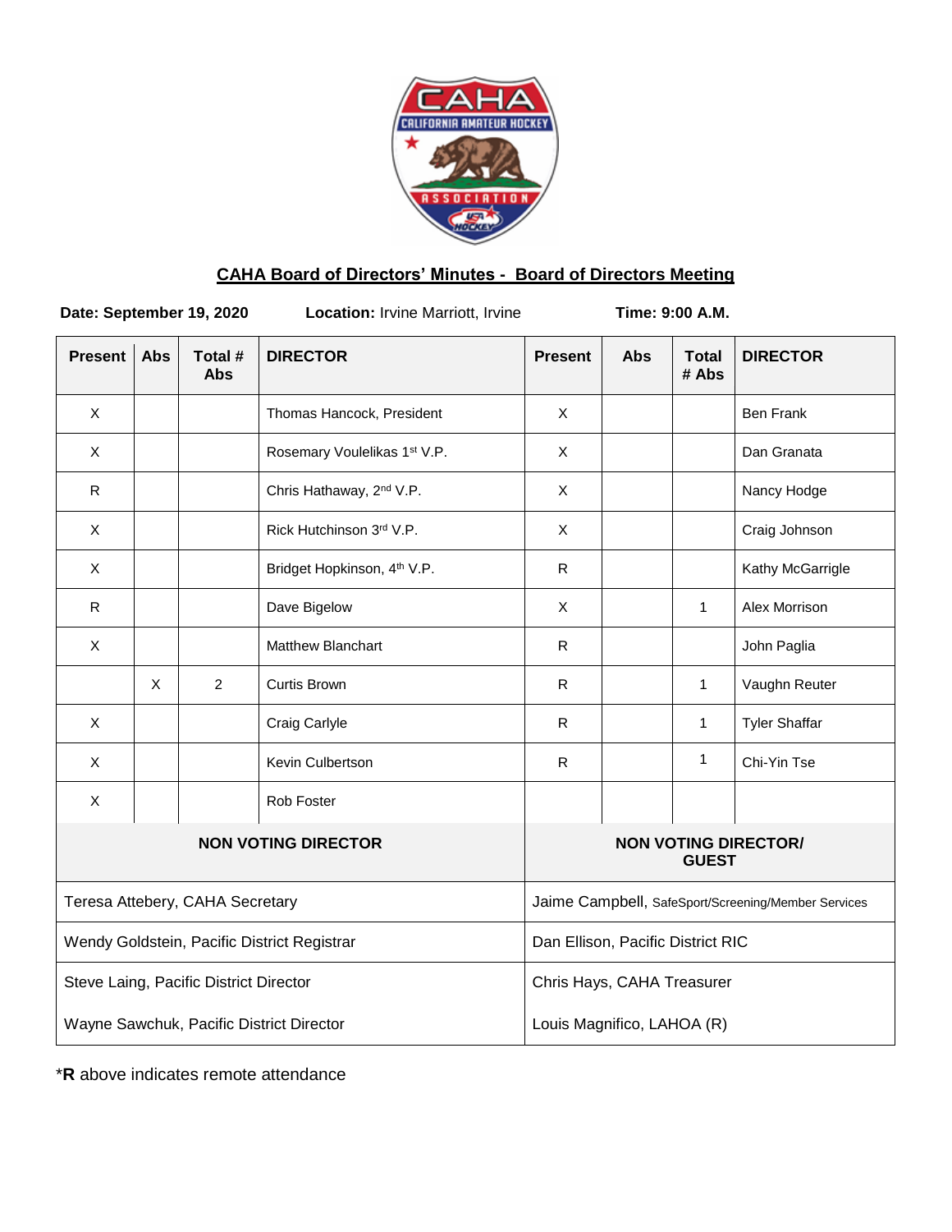## CAHA Board of Directors' Minutes - Board of Directors Meeting

**Date: September 19, 2020** **Location:** Irvine Marriott, Irvine **Time: 9:00 A.M.**

| Present | Abs | Total # Abs | DIRECTOR | Present | Abs | Total # Abs | DIRECTOR |
|---|---|---|---|---|---|---|---|
| X | | | Thomas Hancock, President | X | | | Ben Frank |
| X | | | Rosemary Voulelikas 1st V.P. | X | | | Dan Granata |
| R | | | Chris Hathaway, 2nd V.P. | X | | | Nancy Hodge |
| X | | | Rick Hutchinson 3rd V.P. | X | | | Craig Johnson |
| X | | | Bridget Hopkinson, 4th V.P. | R | | | Kathy McGarrigle |
| R | | | Dave Bigelow | X | | 1 | Alex Morrison |
| X | | | Matthew Blanchart | R | | | John Paglia |
| | X | 2 | Curtis Brown | R | | 1 | Vaughn Reuter |
| X | | | Craig Carlyle | R | | 1 | Tyler Shaffar |
| X | | | Kevin Culbertson | R | | 1 | Chi-Yin Tse |
| X | | | Rob Foster | | | | |
| **NON VOTING DIRECTOR** | | | | **NON VOTING DIRECTOR/ GUEST** | | | |
| Teresa Attebery, CAHA Secretary | | | | Jaime Campbell, SafeSport/Screening/Member Services | | | |
| Wendy Goldstein, Pacific District Registrar | | | | Dan Ellison, Pacific District RIC | | | |
| Steve Laing, Pacific District Director | | | | Chris Hays, CAHA Treasurer | | | |
| Wayne Sawchuk, Pacific District Director | | | | Louis Magnifico, LAHOA (R) | | | |

\***R** above indicates remote attendance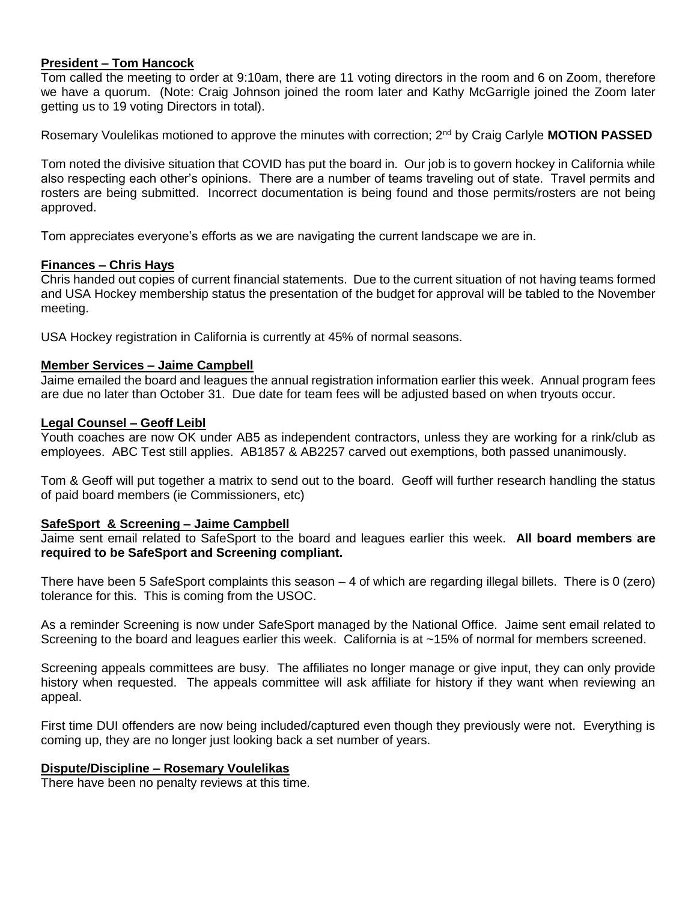**President – Tom Hancock**

Tom called the meeting to order at 9:10am, there are 11 voting directors in the room and 6 on Zoom, therefore we have a quorum. (Note: Craig Johnson joined the room later and Kathy McGarrigle joined the Zoom later getting us to 19 voting Directors in total).

Rosemary Voulelikas motioned to approve the minutes with correction; 2nd by Craig Carlyle **MOTION PASSED**

Tom noted the divisive situation that COVID has put the board in. Our job is to govern hockey in California while also respecting each other's opinions. There are a number of teams traveling out of state. Travel permits and rosters are being submitted. Incorrect documentation is being found and those permits/rosters are not being approved.

Tom appreciates everyone's efforts as we are navigating the current landscape we are in.

**Finances – Chris Hays**

Chris handed out copies of current financial statements. Due to the current situation of not having teams formed and USA Hockey membership status the presentation of the budget for approval will be tabled to the November meeting.

USA Hockey registration in California is currently at 45% of normal seasons.

**Member Services – Jaime Campbell**

Jaime emailed the board and leagues the annual registration information earlier this week. Annual program fees are due no later than October 31. Due date for team fees will be adjusted based on when tryouts occur.

**Legal Counsel – Geoff Leibl**

Youth coaches are now OK under AB5 as independent contractors, unless they are working for a rink/club as employees. ABC Test still applies. AB1857 & AB2257 carved out exemptions, both passed unanimously.

Tom & Geoff will put together a matrix to send out to the board. Geoff will further research handling the status of paid board members (ie Commissioners, etc)

**SafeSport & Screening – Jaime Campbell**

Jaime sent email related to SafeSport to the board and leagues earlier this week. **All board members are required to be SafeSport and Screening compliant.**

There have been 5 SafeSport complaints this season – 4 of which are regarding illegal billets. There is 0 (zero) tolerance for this. This is coming from the USOC.

As a reminder Screening is now under SafeSport managed by the National Office. Jaime sent email related to Screening to the board and leagues earlier this week. California is at ~15% of normal for members screened.

Screening appeals committees are busy. The affiliates no longer manage or give input, they can only provide history when requested. The appeals committee will ask affiliate for history if they want when reviewing an appeal.

First time DUI offenders are now being included/captured even though they previously were not. Everything is coming up, they are no longer just looking back a set number of years.

**Dispute/Discipline – Rosemary Voulelikas**

There have been no penalty reviews at this time.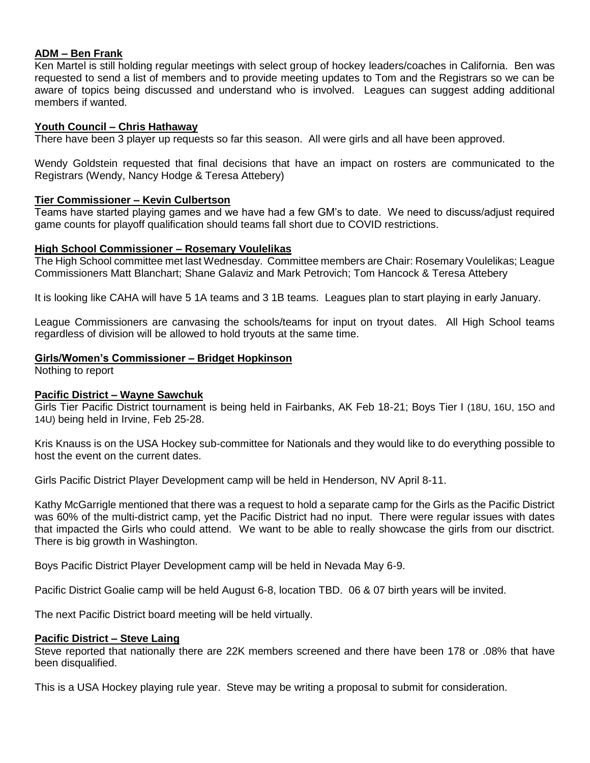**ADM – Ben Frank**

Ken Martel is still holding regular meetings with select group of hockey leaders/coaches in California. Ben was requested to send a list of members and to provide meeting updates to Tom and the Registrars so we can be aware of topics being discussed and understand who is involved. Leagues can suggest adding additional members if wanted.

**Youth Council – Chris Hathaway**

There have been 3 player up requests so far this season. All were girls and all have been approved.

Wendy Goldstein requested that final decisions that have an impact on rosters are communicated to the Registrars (Wendy, Nancy Hodge & Teresa Attebery)

**Tier Commissioner – Kevin Culbertson**

Teams have started playing games and we have had a few GM's to date. We need to discuss/adjust required game counts for playoff qualification should teams fall short due to COVID restrictions.

**High School Commissioner – Rosemary Voulelikas**

The High School committee met last Wednesday. Committee members are Chair: Rosemary Voulelikas; League Commissioners Matt Blanchart; Shane Galaviz and Mark Petrovich; Tom Hancock & Teresa Attebery

It is looking like CAHA will have 5 1A teams and 3 1B teams. Leagues plan to start playing in early January.

League Commissioners are canvasing the schools/teams for input on tryout dates. All High School teams regardless of division will be allowed to hold tryouts at the same time.

**Girls/Women's Commissioner – Bridget Hopkinson**

Nothing to report

**Pacific District – Wayne Sawchuk**

Girls Tier Pacific District tournament is being held in Fairbanks, AK Feb 18-21; Boys Tier I (18U, 16U, 15O and 14U) being held in Irvine, Feb 25-28.

Kris Knauss is on the USA Hockey sub-committee for Nationals and they would like to do everything possible to host the event on the current dates.

Girls Pacific District Player Development camp will be held in Henderson, NV April 8-11.

Kathy McGarrigle mentioned that there was a request to hold a separate camp for the Girls as the Pacific District was 60% of the multi-district camp, yet the Pacific District had no input. There were regular issues with dates that impacted the Girls who could attend. We want to be able to really showcase the girls from our disctrict. There is big growth in Washington.

Boys Pacific District Player Development camp will be held in Nevada May 6-9.

Pacific District Goalie camp will be held August 6-8, location TBD. 06 & 07 birth years will be invited.

The next Pacific District board meeting will be held virtually.

**Pacific District – Steve Laing**

Steve reported that nationally there are 22K members screened and there have been 178 or .08% that have been disqualified.

This is a USA Hockey playing rule year. Steve may be writing a proposal to submit for consideration.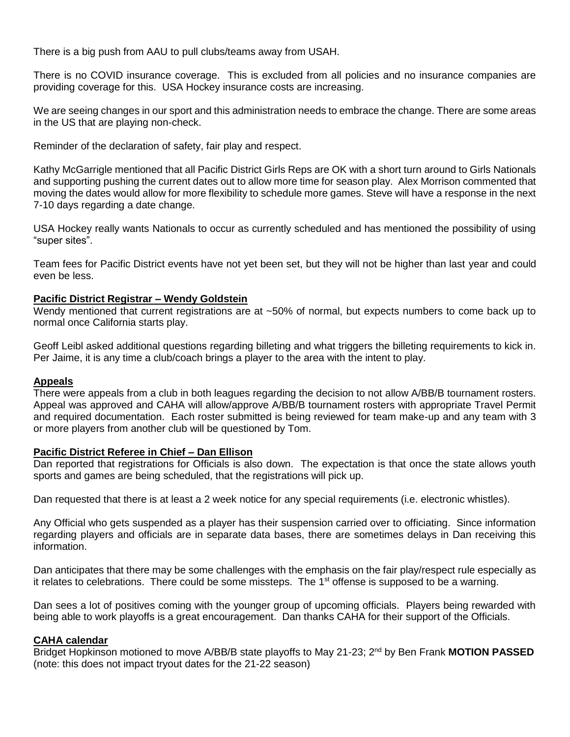There is a big push from AAU to pull clubs/teams away from USAH.

There is no COVID insurance coverage. This is excluded from all policies and no insurance companies are providing coverage for this. USA Hockey insurance costs are increasing.

We are seeing changes in our sport and this administration needs to embrace the change. There are some areas in the US that are playing non-check.

Reminder of the declaration of safety, fair play and respect.

Kathy McGarrigle mentioned that all Pacific District Girls Reps are OK with a short turn around to Girls Nationals and supporting pushing the current dates out to allow more time for season play. Alex Morrison commented that moving the dates would allow for more flexibility to schedule more games. Steve will have a response in the next 7-10 days regarding a date change.

USA Hockey really wants Nationals to occur as currently scheduled and has mentioned the possibility of using "super sites".

Team fees for Pacific District events have not yet been set, but they will not be higher than last year and could even be less.

**Pacific District Registrar – Wendy Goldstein**

Wendy mentioned that current registrations are at ~50% of normal, but expects numbers to come back up to normal once California starts play.

Geoff Leibl asked additional questions regarding billeting and what triggers the billeting requirements to kick in. Per Jaime, it is any time a club/coach brings a player to the area with the intent to play.

**Appeals**

There were appeals from a club in both leagues regarding the decision to not allow A/BB/B tournament rosters. Appeal was approved and CAHA will allow/approve A/BB/B tournament rosters with appropriate Travel Permit and required documentation. Each roster submitted is being reviewed for team make-up and any team with 3 or more players from another club will be questioned by Tom.

**Pacific District Referee in Chief – Dan Ellison**

Dan reported that registrations for Officials is also down. The expectation is that once the state allows youth sports and games are being scheduled, that the registrations will pick up.

Dan requested that there is at least a 2 week notice for any special requirements (i.e. electronic whistles).

Any Official who gets suspended as a player has their suspension carried over to officiating. Since information regarding players and officials are in separate data bases, there are sometimes delays in Dan receiving this information.

Dan anticipates that there may be some challenges with the emphasis on the fair play/respect rule especially as it relates to celebrations. There could be some missteps. The 1st offense is supposed to be a warning.

Dan sees a lot of positives coming with the younger group of upcoming officials. Players being rewarded with being able to work playoffs is a great encouragement. Dan thanks CAHA for their support of the Officials.

**CAHA calendar**

Bridget Hopkinson motioned to move A/BB/B state playoffs to May 21-23; 2nd by Ben Frank **MOTION PASSED** (note: this does not impact tryout dates for the 21-22 season)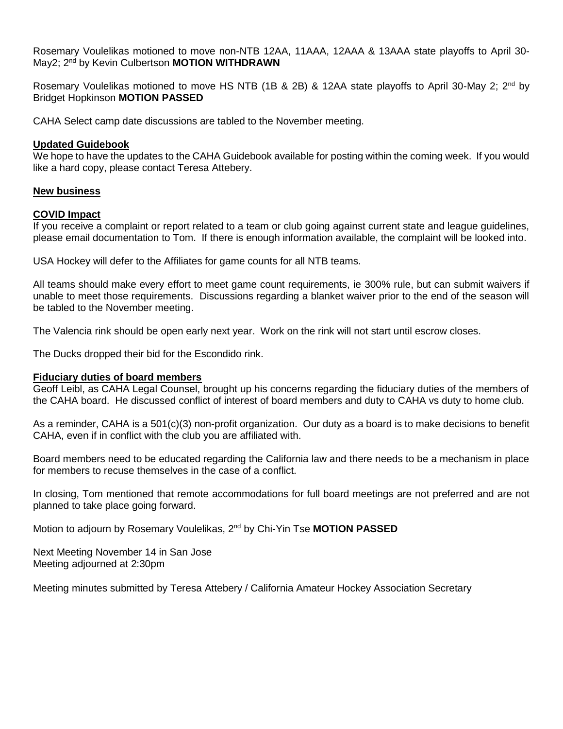Rosemary Voulelikas motioned to move non-NTB 12AA, 11AAA, 12AAA & 13AAA state playoffs to April 30-May2; 2nd by Kevin Culbertson **MOTION WITHDRAWN**

Rosemary Voulelikas motioned to move HS NTB (1B & 2B) & 12AA state playoffs to April 30-May 2; 2nd by Bridget Hopkinson **MOTION PASSED**

CAHA Select camp date discussions are tabled to the November meeting.

**Updated Guidebook**

We hope to have the updates to the CAHA Guidebook available for posting within the coming week. If you would like a hard copy, please contact Teresa Attebery.

**New business**

**COVID Impact**

If you receive a complaint or report related to a team or club going against current state and league guidelines, please email documentation to Tom. If there is enough information available, the complaint will be looked into.

USA Hockey will defer to the Affiliates for game counts for all NTB teams.

All teams should make every effort to meet game count requirements, ie 300% rule, but can submit waivers if unable to meet those requirements. Discussions regarding a blanket waiver prior to the end of the season will be tabled to the November meeting.

The Valencia rink should be open early next year. Work on the rink will not start until escrow closes.

The Ducks dropped their bid for the Escondido rink.

**Fiduciary duties of board members**

Geoff Leibl, as CAHA Legal Counsel, brought up his concerns regarding the fiduciary duties of the members of the CAHA board. He discussed conflict of interest of board members and duty to CAHA vs duty to home club.

As a reminder, CAHA is a 501(c)(3) non-profit organization. Our duty as a board is to make decisions to benefit CAHA, even if in conflict with the club you are affiliated with.

Board members need to be educated regarding the California law and there needs to be a mechanism in place for members to recuse themselves in the case of a conflict.

In closing, Tom mentioned that remote accommodations for full board meetings are not preferred and are not planned to take place going forward.

Motion to adjourn by Rosemary Voulelikas, 2nd by Chi-Yin Tse **MOTION PASSED**

Next Meeting November 14 in San Jose
Meeting adjourned at 2:30pm

Meeting minutes submitted by Teresa Attebery / California Amateur Hockey Association Secretary